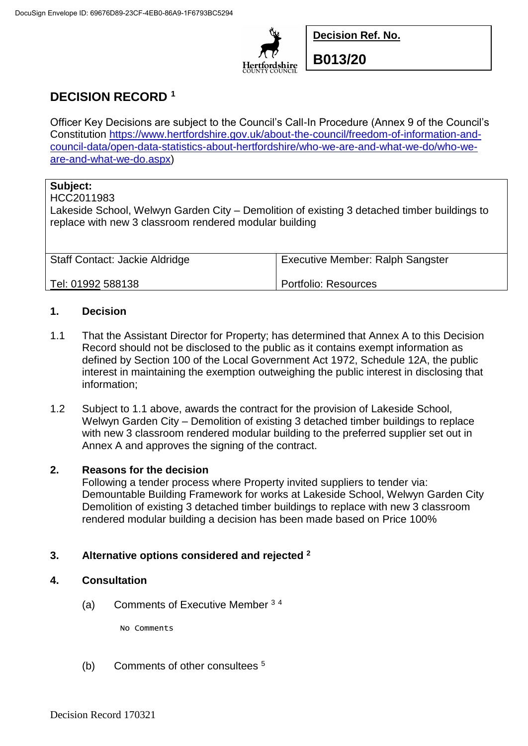DocuSign Envelope ID: 69676D89-23CF-4EB0-86A9-1F6793BC5294

| Decision Ref. No. |
| --- |
| **B013/20** |

# DECISION RECORD [1]

Officer Key Decisions are subject to the Council's Call-In Procedure (Annex 9 of the Council's Constitution [https://www.hertfordshire.gov.uk/about-the-council/freedom-of-information-and-council-data/open-data-statistics-about-hertfordshire/who-we-are-and-what-we-do/who-we-are-and-what-we-do.aspx](https://www.hertfordshire.gov.uk/about-the-council/freedom-of-information-and-council-data/open-data-statistics-about-hertfordshire/who-we-are-and-what-we-do/who-we-are-and-what-we-do.aspx))

| **Subject:**<br>HCC2011983<br>Lakeside School, Welwyn Garden City – Demolition of existing 3 detached timber buildings to replace with new 3 classroom rendered modular building | |
| --- | --- |
| Staff Contact: Jackie Aldridge<br><br>Tel: 01992 588138 | Executive Member: Ralph Sangster<br><br>Portfolio: Resources |

**1. Decision**

1.1 That the Assistant Director for Property; has determined that Annex A to this Decision Record should not be disclosed to the public as it contains exempt information as defined by Section 100 of the Local Government Act 1972, Schedule 12A, the public interest in maintaining the exemption outweighing the public interest in disclosing that information;

1.2 Subject to 1.1 above, awards the contract for the provision of Lakeside School, Welwyn Garden City – Demolition of existing 3 detached timber buildings to replace with new 3 classroom rendered modular building to the preferred supplier set out in Annex A and approves the signing of the contract.

**2. Reasons for the decision**

Following a tender process where Property invited suppliers to tender via: Demountable Building Framework for works at Lakeside School, Welwyn Garden City Demolition of existing 3 detached timber buildings to replace with new 3 classroom rendered modular building a decision has been made based on Price 100%

**3. Alternative options considered and rejected [2]**

**4. Consultation**

(a) Comments of Executive Member [3] [4]

No Comments

(b) Comments of other consultees [5]

Decision Record 170321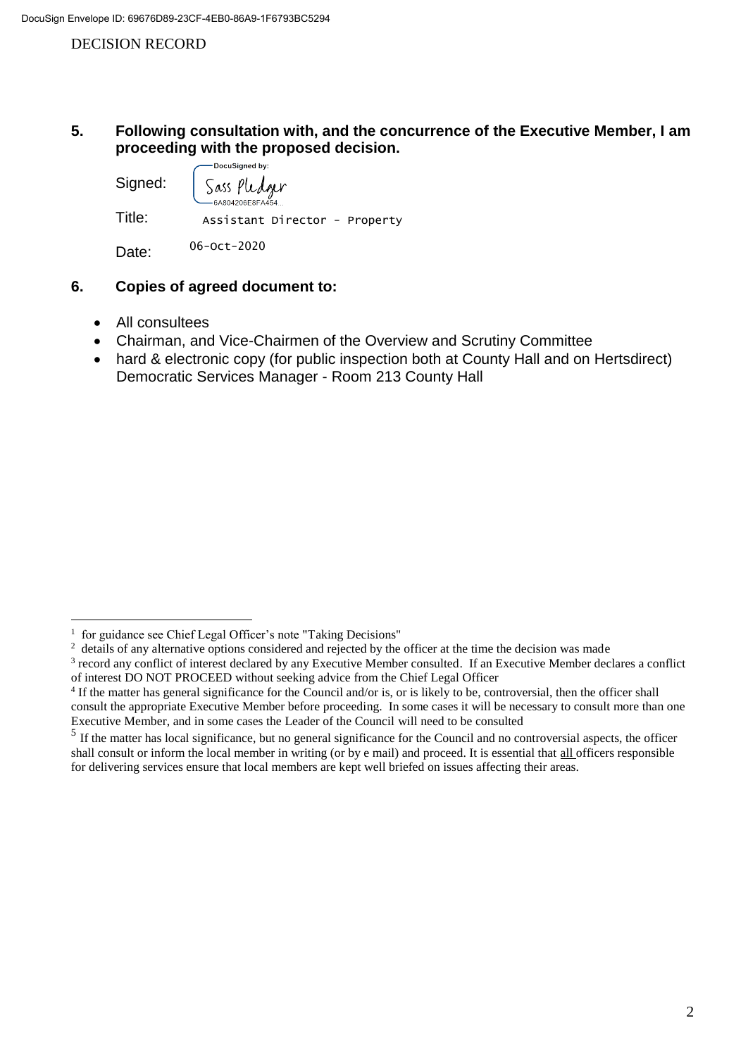DocuSign Envelope ID: 69676D89-23CF-4EB0-86A9-1F6793BC5294

DECISION RECORD

**5. Following consultation with, and the concurrence of the Executive Member, I am proceeding with the proposed decision.**

Signed: DocuSigned by: Sass Pledger 6A804206E8FA454...

Title: Assistant Director - Property

Date: 06-Oct-2020

**6. Copies of agreed document to:**

- All consultees
- Chairman, and Vice-Chairmen of the Overview and Scrutiny Committee
- hard & electronic copy (for public inspection both at County Hall and on Hertsdirect) Democratic Services Manager - Room 213 County Hall

---

[1] for guidance see Chief Legal Officer's note "Taking Decisions"

[2] details of any alternative options considered and rejected by the officer at the time the decision was made

[3] record any conflict of interest declared by any Executive Member consulted. If an Executive Member declares a conflict of interest DO NOT PROCEED without seeking advice from the Chief Legal Officer

[4] If the matter has general significance for the Council and/or is, or is likely to be, controversial, then the officer shall consult the appropriate Executive Member before proceeding. In some cases it will be necessary to consult more than one Executive Member, and in some cases the Leader of the Council will need to be consulted

[5] If the matter has local significance, but no general significance for the Council and no controversial aspects, the officer shall consult or inform the local member in writing (or by e mail) and proceed. It is essential that all officers responsible for delivering services ensure that local members are kept well briefed on issues affecting their areas.